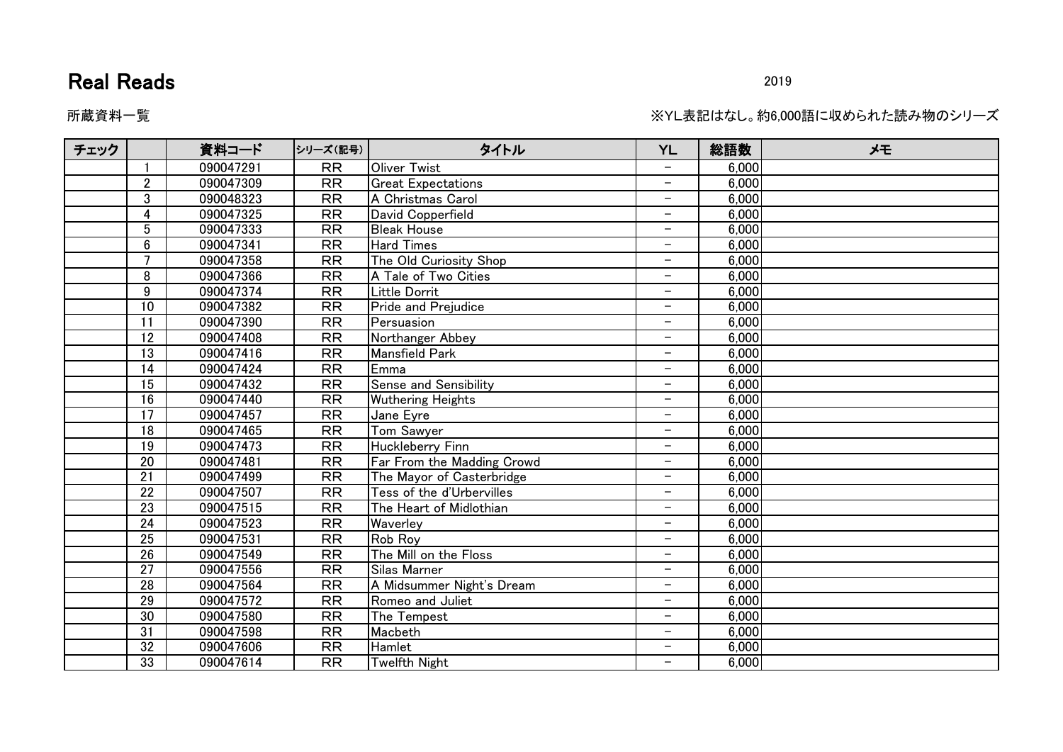# Real Reads

2019

所蔵資料一覧

※YL表記はなし。約6,000語に収められた読み物のシリーズ

| チェック | | 資料コード | シリーズ(記号) | タイトル | YL | 総語数 | メモ |
|---|---|---|---|---|---|---|---|
| | 1 | 090047291 | RR | Oliver Twist | – | 6,000 | |
| | 2 | 090047309 | RR | Great Expectations | – | 6,000 | |
| | 3 | 090048323 | RR | A Christmas Carol | – | 6,000 | |
| | 4 | 090047325 | RR | David Copperfield | – | 6,000 | |
| | 5 | 090047333 | RR | Bleak House | – | 6,000 | |
| | 6 | 090047341 | RR | Hard Times | – | 6,000 | |
| | 7 | 090047358 | RR | The Old Curiosity Shop | – | 6,000 | |
| | 8 | 090047366 | RR | A Tale of Two Cities | – | 6,000 | |
| | 9 | 090047374 | RR | Little Dorrit | – | 6,000 | |
| | 10 | 090047382 | RR | Pride and Prejudice | – | 6,000 | |
| | 11 | 090047390 | RR | Persuasion | – | 6,000 | |
| | 12 | 090047408 | RR | Northanger Abbey | – | 6,000 | |
| | 13 | 090047416 | RR | Mansfield Park | – | 6,000 | |
| | 14 | 090047424 | RR | Emma | – | 6,000 | |
| | 15 | 090047432 | RR | Sense and Sensibility | – | 6,000 | |
| | 16 | 090047440 | RR | Wuthering Heights | – | 6,000 | |
| | 17 | 090047457 | RR | Jane Eyre | – | 6,000 | |
| | 18 | 090047465 | RR | Tom Sawyer | – | 6,000 | |
| | 19 | 090047473 | RR | Huckleberry Finn | – | 6,000 | |
| | 20 | 090047481 | RR | Far From the Madding Crowd | – | 6,000 | |
| | 21 | 090047499 | RR | The Mayor of Casterbridge | – | 6,000 | |
| | 22 | 090047507 | RR | Tess of the d'Urbervilles | – | 6,000 | |
| | 23 | 090047515 | RR | The Heart of Midlothian | – | 6,000 | |
| | 24 | 090047523 | RR | Waverley | – | 6,000 | |
| | 25 | 090047531 | RR | Rob Roy | – | 6,000 | |
| | 26 | 090047549 | RR | The Mill on the Floss | – | 6,000 | |
| | 27 | 090047556 | RR | Silas Marner | – | 6,000 | |
| | 28 | 090047564 | RR | A Midsummer Night's Dream | – | 6,000 | |
| | 29 | 090047572 | RR | Romeo and Juliet | – | 6,000 | |
| | 30 | 090047580 | RR | The Tempest | – | 6,000 | |
| | 31 | 090047598 | RR | Macbeth | – | 6,000 | |
| | 32 | 090047606 | RR | Hamlet | – | 6,000 | |
| | 33 | 090047614 | RR | Twelfth Night | – | 6,000 | |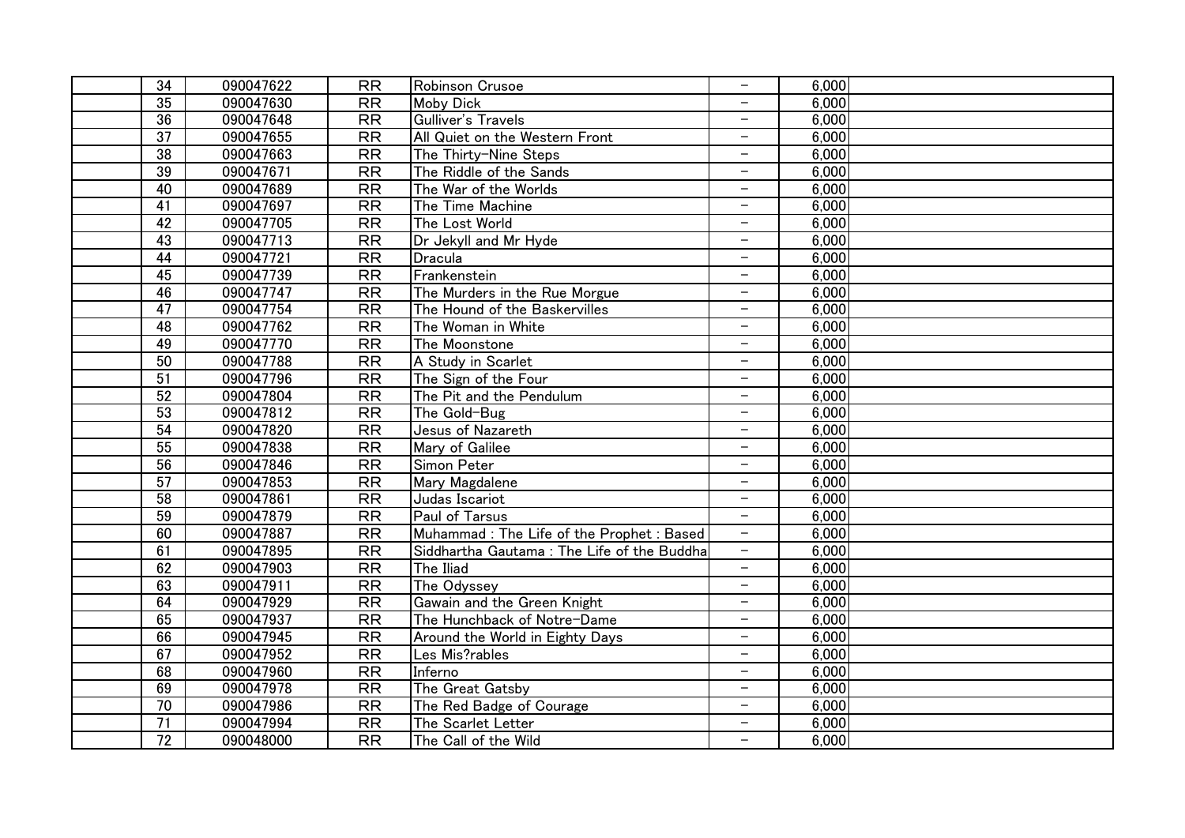| | 34 | 090047622 | RR | Robinson Crusoe | − | 6,000 | |
|---|---|---|---|---|---|---|---|
| | 35 | 090047630 | RR | Moby Dick | − | 6,000 | |
| | 36 | 090047648 | RR | Gulliver's Travels | − | 6,000 | |
| | 37 | 090047655 | RR | All Quiet on the Western Front | − | 6,000 | |
| | 38 | 090047663 | RR | The Thirty-Nine Steps | − | 6,000 | |
| | 39 | 090047671 | RR | The Riddle of the Sands | − | 6,000 | |
| | 40 | 090047689 | RR | The War of the Worlds | − | 6,000 | |
| | 41 | 090047697 | RR | The Time Machine | − | 6,000 | |
| | 42 | 090047705 | RR | The Lost World | − | 6,000 | |
| | 43 | 090047713 | RR | Dr Jekyll and Mr Hyde | − | 6,000 | |
| | 44 | 090047721 | RR | Dracula | − | 6,000 | |
| | 45 | 090047739 | RR | Frankenstein | − | 6,000 | |
| | 46 | 090047747 | RR | The Murders in the Rue Morgue | − | 6,000 | |
| | 47 | 090047754 | RR | The Hound of the Baskervilles | − | 6,000 | |
| | 48 | 090047762 | RR | The Woman in White | − | 6,000 | |
| | 49 | 090047770 | RR | The Moonstone | − | 6,000 | |
| | 50 | 090047788 | RR | A Study in Scarlet | − | 6,000 | |
| | 51 | 090047796 | RR | The Sign of the Four | − | 6,000 | |
| | 52 | 090047804 | RR | The Pit and the Pendulum | − | 6,000 | |
| | 53 | 090047812 | RR | The Gold-Bug | − | 6,000 | |
| | 54 | 090047820 | RR | Jesus of Nazareth | − | 6,000 | |
| | 55 | 090047838 | RR | Mary of Galilee | − | 6,000 | |
| | 56 | 090047846 | RR | Simon Peter | − | 6,000 | |
| | 57 | 090047853 | RR | Mary Magdalene | − | 6,000 | |
| | 58 | 090047861 | RR | Judas Iscariot | − | 6,000 | |
| | 59 | 090047879 | RR | Paul of Tarsus | − | 6,000 | |
| | 60 | 090047887 | RR | Muhammad : The Life of the Prophet : Based | − | 6,000 | |
| | 61 | 090047895 | RR | Siddhartha Gautama : The Life of the Buddha | − | 6,000 | |
| | 62 | 090047903 | RR | The Iliad | − | 6,000 | |
| | 63 | 090047911 | RR | The Odyssey | − | 6,000 | |
| | 64 | 090047929 | RR | Gawain and the Green Knight | − | 6,000 | |
| | 65 | 090047937 | RR | The Hunchback of Notre-Dame | − | 6,000 | |
| | 66 | 090047945 | RR | Around the World in Eighty Days | − | 6,000 | |
| | 67 | 090047952 | RR | Les Mis?rables | − | 6,000 | |
| | 68 | 090047960 | RR | Inferno | − | 6,000 | |
| | 69 | 090047978 | RR | The Great Gatsby | − | 6,000 | |
| | 70 | 090047986 | RR | The Red Badge of Courage | − | 6,000 | |
| | 71 | 090047994 | RR | The Scarlet Letter | − | 6,000 | |
| | 72 | 090048000 | RR | The Call of the Wild | − | 6,000 | |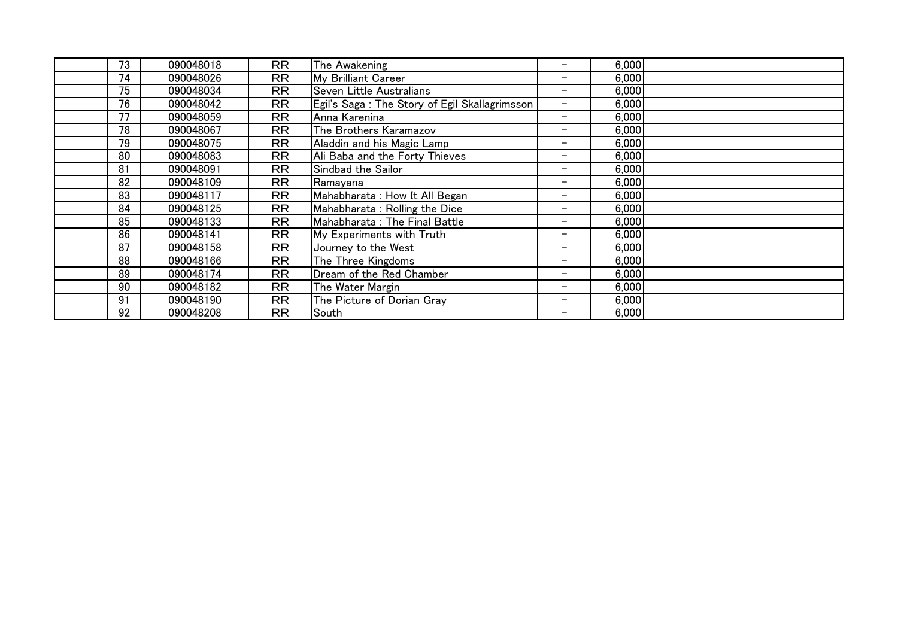|  |  |  |  |  |  |  |  |
|---|---|---|---|---|---|---|---|
|  | 73 | 090048018 | RR | The Awakening | － | 6,000 |  |
|  | 74 | 090048026 | RR | My Brilliant Career | － | 6,000 |  |
|  | 75 | 090048034 | RR | Seven Little Australians | － | 6,000 |  |
|  | 76 | 090048042 | RR | Egil's Saga : The Story of Egil Skallagrimsson | － | 6,000 |  |
|  | 77 | 090048059 | RR | Anna Karenina | － | 6,000 |  |
|  | 78 | 090048067 | RR | The Brothers Karamazov | － | 6,000 |  |
|  | 79 | 090048075 | RR | Aladdin and his Magic Lamp | － | 6,000 |  |
|  | 80 | 090048083 | RR | Ali Baba and the Forty Thieves | － | 6,000 |  |
|  | 81 | 090048091 | RR | Sindbad the Sailor | － | 6,000 |  |
|  | 82 | 090048109 | RR | Ramayana | － | 6,000 |  |
|  | 83 | 090048117 | RR | Mahabharata : How It All Began | － | 6,000 |  |
|  | 84 | 090048125 | RR | Mahabharata : Rolling the Dice | － | 6,000 |  |
|  | 85 | 090048133 | RR | Mahabharata : The Final Battle | － | 6,000 |  |
|  | 86 | 090048141 | RR | My Experiments with Truth | － | 6,000 |  |
|  | 87 | 090048158 | RR | Journey to the West | － | 6,000 |  |
|  | 88 | 090048166 | RR | The Three Kingdoms | － | 6,000 |  |
|  | 89 | 090048174 | RR | Dream of the Red Chamber | － | 6,000 |  |
|  | 90 | 090048182 | RR | The Water Margin | － | 6,000 |  |
|  | 91 | 090048190 | RR | The Picture of Dorian Gray | － | 6,000 |  |
|  | 92 | 090048208 | RR | South | － | 6,000 |  |